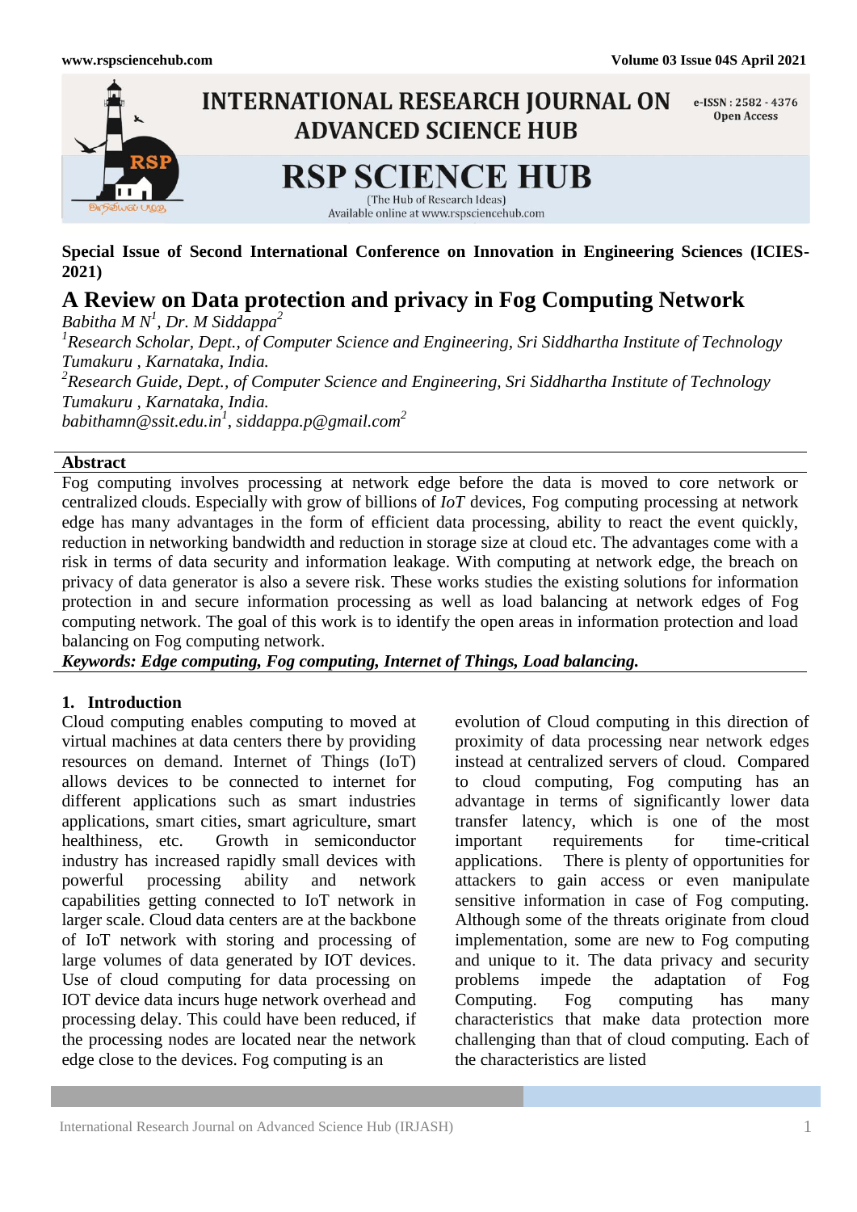**Special Issue of Second International Conference on Innovation in Engineering Sciences (ICIES-2021)**

# A Review on Data protection and privacy in Fog Computing Network

*Babitha M N[1], Dr. M Siddappa[2]*

*[1]Research Scholar, Dept., of Computer Science and Engineering, Sri Siddhartha Institute of Technology Tumakuru , Karnataka, India.*

*[2]Research Guide, Dept., of Computer Science and Engineering, Sri Siddhartha Institute of Technology Tumakuru , Karnataka, India.*

*babithamn@ssit.edu.in[1], siddappa.p@gmail.com[2]*

## Abstract

Fog computing involves processing at network edge before the data is moved to core network or centralized clouds. Especially with grow of billions of *IoT* devices, Fog computing processing at network edge has many advantages in the form of efficient data processing, ability to react the event quickly, reduction in networking bandwidth and reduction in storage size at cloud etc. The advantages come with a risk in terms of data security and information leakage. With computing at network edge, the breach on privacy of data generator is also a severe risk. These works studies the existing solutions for information protection in and secure information processing as well as load balancing at network edges of Fog computing network. The goal of this work is to identify the open areas in information protection and load balancing on Fog computing network.

***Keywords: Edge computing, Fog computing, Internet of Things, Load balancing.***

## 1. Introduction

Cloud computing enables computing to moved at virtual machines at data centers there by providing resources on demand. Internet of Things (IoT) allows devices to be connected to internet for different applications such as smart industries applications, smart cities, smart agriculture, smart healthiness, etc. Growth in semiconductor industry has increased rapidly small devices with powerful processing ability and network capabilities getting connected to IoT network in larger scale. Cloud data centers are at the backbone of IoT network with storing and processing of large volumes of data generated by IOT devices. Use of cloud computing for data processing on IOT device data incurs huge network overhead and processing delay. This could have been reduced, if the processing nodes are located near the network edge close to the devices. Fog computing is an evolution of Cloud computing in this direction of proximity of data processing near network edges instead at centralized servers of cloud. Compared to cloud computing, Fog computing has an advantage in terms of significantly lower data transfer latency, which is one of the most important requirements for time-critical applications. There is plenty of opportunities for attackers to gain access or even manipulate sensitive information in case of Fog computing. Although some of the threats originate from cloud implementation, some are new to Fog computing and unique to it. The data privacy and security problems impede the adaptation of Fog Computing. Fog computing has many characteristics that make data protection more challenging than that of cloud computing. Each of the characteristics are listed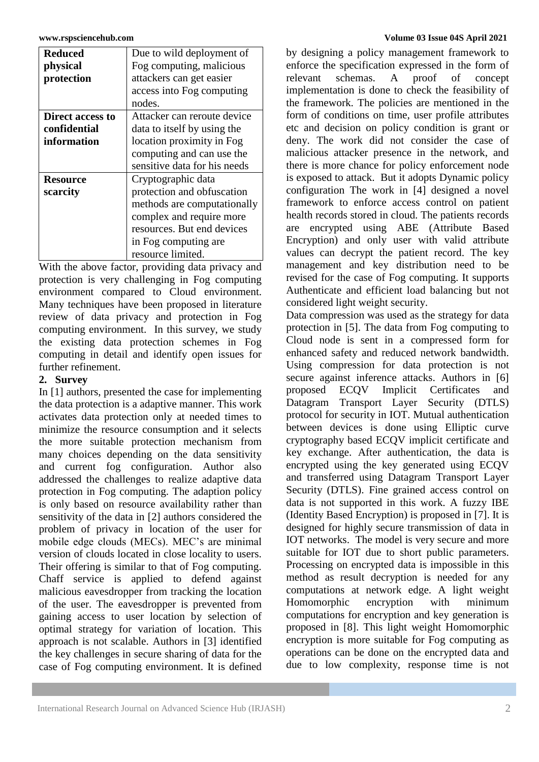| Reduced physical protection | Due to wild deployment of Fog computing, malicious attackers can get easier access into Fog computing nodes. |
|---|---|
| **Direct access to confidential information** | Attacker can reroute device data to itself by using the location proximity in Fog computing and can use the sensitive data for his needs |
| **Resource scarcity** | Cryptographic data protection and obfuscation methods are computationally complex and require more resources. But end devices in Fog computing are resource limited. |

With the above factor, providing data privacy and protection is very challenging in Fog computing environment compared to Cloud environment. Many techniques have been proposed in literature review of data privacy and protection in Fog computing environment. In this survey, we study the existing data protection schemes in Fog computing in detail and identify open issues for further refinement.

## 2. Survey

In [1] authors, presented the case for implementing the data protection is a adaptive manner. This work activates data protection only at needed times to minimize the resource consumption and it selects the more suitable protection mechanism from many choices depending on the data sensitivity and current fog configuration. Author also addressed the challenges to realize adaptive data protection in Fog computing. The adaption policy is only based on resource availability rather than sensitivity of the data in [2] authors considered the problem of privacy in location of the user for mobile edge clouds (MECs). MEC's are minimal version of clouds located in close locality to users. Their offering is similar to that of Fog computing. Chaff service is applied to defend against malicious eavesdropper from tracking the location of the user. The eavesdropper is prevented from gaining access to user location by selection of optimal strategy for variation of location. This approach is not scalable. Authors in [3] identified the key challenges in secure sharing of data for the case of Fog computing environment. It is defined by designing a policy management framework to enforce the specification expressed in the form of relevant schemas. A proof of concept implementation is done to check the feasibility of the framework. The policies are mentioned in the form of conditions on time, user profile attributes etc and decision on policy condition is grant or deny. The work did not consider the case of malicious attacker presence in the network, and there is more chance for policy enforcement node is exposed to attack. But it adopts Dynamic policy configuration The work in [4] designed a novel framework to enforce access control on patient health records stored in cloud. The patients records are encrypted using ABE (Attribute Based Encryption) and only user with valid attribute values can decrypt the patient record. The key management and key distribution need to be revised for the case of Fog computing. It supports Authenticate and efficient load balancing but not considered light weight security.

Data compression was used as the strategy for data protection in [5]. The data from Fog computing to Cloud node is sent in a compressed form for enhanced safety and reduced network bandwidth. Using compression for data protection is not secure against inference attacks. Authors in [6] proposed ECQV Implicit Certificates and Datagram Transport Layer Security (DTLS) protocol for security in IOT. Mutual authentication between devices is done using Elliptic curve cryptography based ECQV implicit certificate and key exchange. After authentication, the data is encrypted using the key generated using ECQV and transferred using Datagram Transport Layer Security (DTLS). Fine grained access control on data is not supported in this work. A fuzzy IBE (Identity Based Encryption) is proposed in [7]. It is designed for highly secure transmission of data in IOT networks. The model is very secure and more suitable for IOT due to short public parameters. Processing on encrypted data is impossible in this method as result decryption is needed for any computations at network edge. A light weight Homomorphic encryption with minimum computations for encryption and key generation is proposed in [8]. This light weight Homomorphic encryption is more suitable for Fog computing as operations can be done on the encrypted data and due to low complexity, response time is not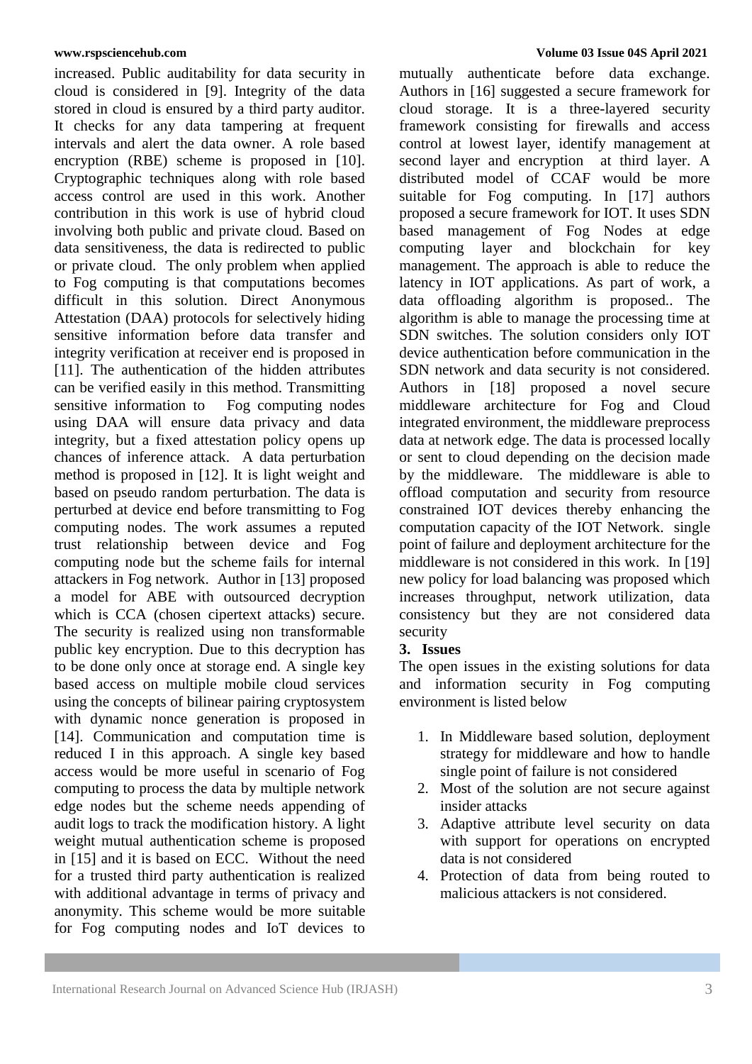increased. Public auditability for data security in cloud is considered in [9]. Integrity of the data stored in cloud is ensured by a third party auditor. It checks for any data tampering at frequent intervals and alert the data owner. A role based encryption (RBE) scheme is proposed in [10]. Cryptographic techniques along with role based access control are used in this work. Another contribution in this work is use of hybrid cloud involving both public and private cloud. Based on data sensitiveness, the data is redirected to public or private cloud. The only problem when applied to Fog computing is that computations becomes difficult in this solution. Direct Anonymous Attestation (DAA) protocols for selectively hiding sensitive information before data transfer and integrity verification at receiver end is proposed in [11]. The authentication of the hidden attributes can be verified easily in this method. Transmitting sensitive information to Fog computing nodes using DAA will ensure data privacy and data integrity, but a fixed attestation policy opens up chances of inference attack. A data perturbation method is proposed in [12]. It is light weight and based on pseudo random perturbation. The data is perturbed at device end before transmitting to Fog computing nodes. The work assumes a reputed trust relationship between device and Fog computing node but the scheme fails for internal attackers in Fog network. Author in [13] proposed a model for ABE with outsourced decryption which is CCA (chosen cipertext attacks) secure. The security is realized using non transformable public key encryption. Due to this decryption has to be done only once at storage end. A single key based access on multiple mobile cloud services using the concepts of bilinear pairing cryptosystem with dynamic nonce generation is proposed in [14]. Communication and computation time is reduced I in this approach. A single key based access would be more useful in scenario of Fog computing to process the data by multiple network edge nodes but the scheme needs appending of audit logs to track the modification history. A light weight mutual authentication scheme is proposed in [15] and it is based on ECC. Without the need for a trusted third party authentication is realized with additional advantage in terms of privacy and anonymity. This scheme would be more suitable for Fog computing nodes and IoT devices to mutually authenticate before data exchange. Authors in [16] suggested a secure framework for cloud storage. It is a three-layered security framework consisting for firewalls and access control at lowest layer, identify management at second layer and encryption at third layer. A distributed model of CCAF would be more suitable for Fog computing. In [17] authors proposed a secure framework for IOT. It uses SDN based management of Fog Nodes at edge computing layer and blockchain for key management. The approach is able to reduce the latency in IOT applications. As part of work, a data offloading algorithm is proposed.. The algorithm is able to manage the processing time at SDN switches. The solution considers only IOT device authentication before communication in the SDN network and data security is not considered. Authors in [18] proposed a novel secure middleware architecture for Fog and Cloud integrated environment, the middleware preprocess data at network edge. The data is processed locally or sent to cloud depending on the decision made by the middleware. The middleware is able to offload computation and security from resource constrained IOT devices thereby enhancing the computation capacity of the IOT Network. single point of failure and deployment architecture for the middleware is not considered in this work. In [19] new policy for load balancing was proposed which increases throughput, network utilization, data consistency but they are not considered data security

## 3. Issues

The open issues in the existing solutions for data and information security in Fog computing environment is listed below

1. In Middleware based solution, deployment strategy for middleware and how to handle single point of failure is not considered
2. Most of the solution are not secure against insider attacks
3. Adaptive attribute level security on data with support for operations on encrypted data is not considered
4. Protection of data from being routed to malicious attackers is not considered.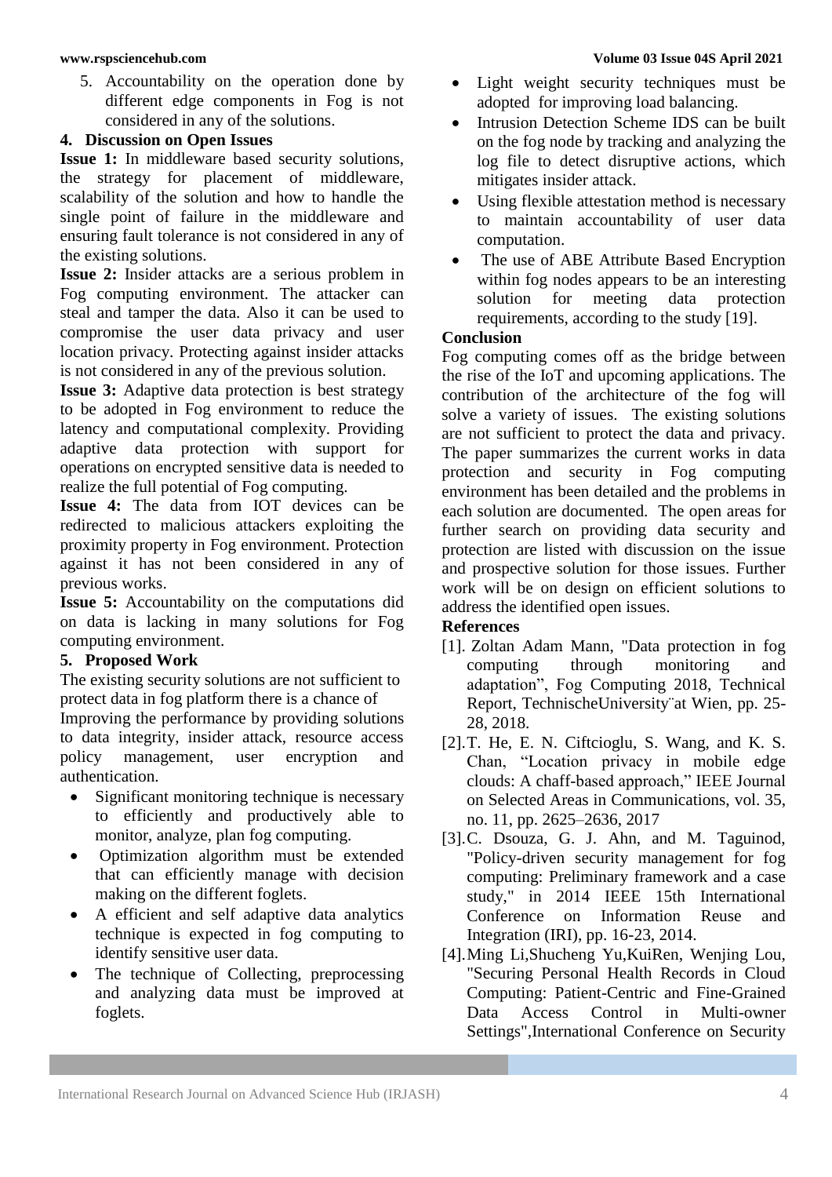5. Accountability on the operation done by different edge components in Fog is not considered in any of the solutions.

## 4. Discussion on Open Issues

**Issue 1:** In middleware based security solutions, the strategy for placement of middleware, scalability of the solution and how to handle the single point of failure in the middleware and ensuring fault tolerance is not considered in any of the existing solutions.

**Issue 2:** Insider attacks are a serious problem in Fog computing environment. The attacker can steal and tamper the data. Also it can be used to compromise the user data privacy and user location privacy. Protecting against insider attacks is not considered in any of the previous solution.

**Issue 3:** Adaptive data protection is best strategy to be adopted in Fog environment to reduce the latency and computational complexity. Providing adaptive data protection with support for operations on encrypted sensitive data is needed to realize the full potential of Fog computing.

**Issue 4:** The data from IOT devices can be redirected to malicious attackers exploiting the proximity property in Fog environment. Protection against it has not been considered in any of previous works.

**Issue 5:** Accountability on the computations did on data is lacking in many solutions for Fog computing environment.

## 5. Proposed Work

The existing security solutions are not sufficient to protect data in fog platform there is a chance of
Improving the performance by providing solutions to data integrity, insider attack, resource access policy management, user encryption and authentication.

- Significant monitoring technique is necessary to efficiently and productively able to monitor, analyze, plan fog computing.
- Optimization algorithm must be extended that can efficiently manage with decision making on the different foglets.
- A efficient and self adaptive data analytics technique is expected in fog computing to identify sensitive user data.
- The technique of Collecting, preprocessing and analyzing data must be improved at foglets.
- Light weight security techniques must be adopted for improving load balancing.
- Intrusion Detection Scheme IDS can be built on the fog node by tracking and analyzing the log file to detect disruptive actions, which mitigates insider attack.
- Using flexible attestation method is necessary to maintain accountability of user data computation.
- The use of ABE Attribute Based Encryption within fog nodes appears to be an interesting solution for meeting data protection requirements, according to the study [19].

## Conclusion

Fog computing comes off as the bridge between the rise of the IoT and upcoming applications. The contribution of the architecture of the fog will solve a variety of issues. The existing solutions are not sufficient to protect the data and privacy. The paper summarizes the current works in data protection and security in Fog computing environment has been detailed and the problems in each solution are documented. The open areas for further search on providing data security and protection are listed with discussion on the issue and prospective solution for those issues. Further work will be on design on efficient solutions to address the identified open issues.

## References

[1]. Zoltan Adam Mann, "Data protection in fog computing through monitoring and adaptation", Fog Computing 2018, Technical Report, TechnischeUniversity¨at Wien, pp. 25-28, 2018.

[2]. T. He, E. N. Ciftcioglu, S. Wang, and K. S. Chan, "Location privacy in mobile edge clouds: A chaff-based approach," IEEE Journal on Selected Areas in Communications, vol. 35, no. 11, pp. 2625–2636, 2017

[3]. C. Dsouza, G. J. Ahn, and M. Taguinod, "Policy-driven security management for fog computing: Preliminary framework and a case study," in 2014 IEEE 15th International Conference on Information Reuse and Integration (IRI), pp. 16-23, 2014.

[4]. Ming Li,Shucheng Yu,KuiRen, Wenjing Lou, "Securing Personal Health Records in Cloud Computing: Patient-Centric and Fine-Grained Data Access Control in Multi-owner Settings",International Conference on Security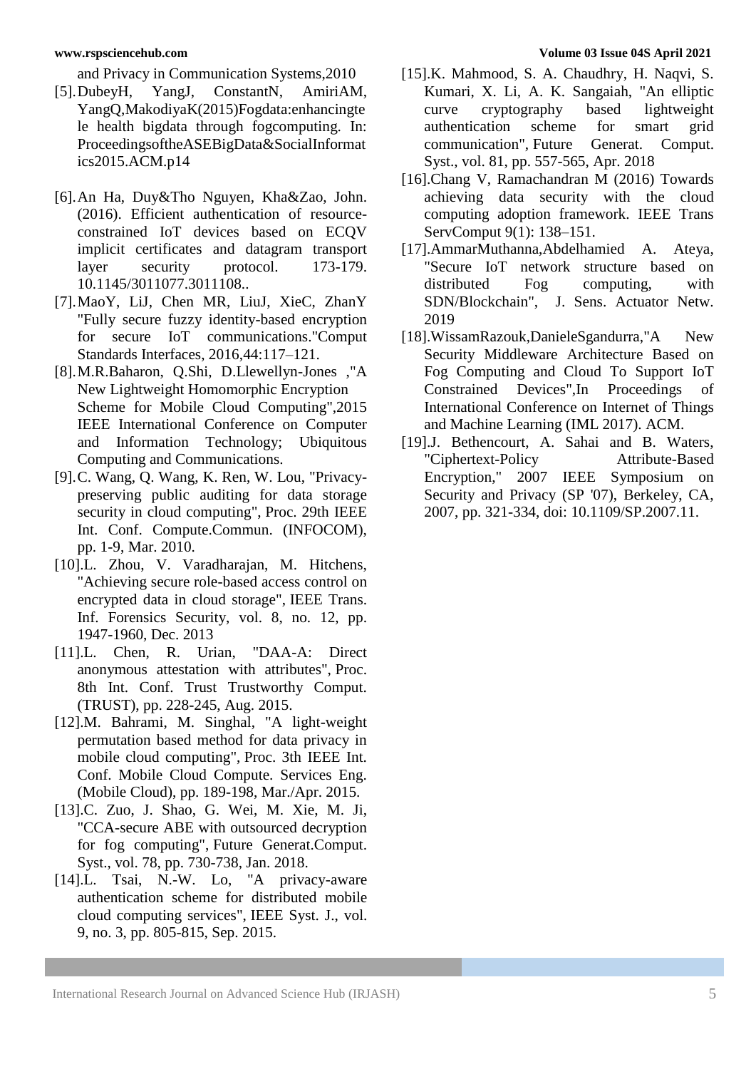and Privacy in Communication Systems,2010

[5]. DubeyH, YangJ, ConstantN, AmiriAM, YangQ,MakodiyaK(2015)Fogdata:enhancingtele health bigdata through fogcomputing. In: ProceedingsoftheASEBigData&SocialInformatics2015.ACM.p14

[6]. An Ha, Duy&Tho Nguyen, Kha&Zao, John. (2016). Efficient authentication of resource-constrained IoT devices based on ECQV implicit certificates and datagram transport layer security protocol. 173-179. 10.1145/3011077.3011108..

[7]. MaoY, LiJ, Chen MR, LiuJ, XieC, ZhanY "Fully secure fuzzy identity-based encryption for secure IoT communications."Comput Standards Interfaces, 2016,44:117–121.

[8]. M.R.Baharon, Q.Shi, D.Llewellyn-Jones ,"A New Lightweight Homomorphic Encryption Scheme for Mobile Cloud Computing",2015 IEEE International Conference on Computer and Information Technology; Ubiquitous Computing and Communications.

[9]. C. Wang, Q. Wang, K. Ren, W. Lou, "Privacy-preserving public auditing for data storage security in cloud computing", Proc. 29th IEEE Int. Conf. Compute.Commun. (INFOCOM), pp. 1-9, Mar. 2010.

[10]. L. Zhou, V. Varadharajan, M. Hitchens, "Achieving secure role-based access control on encrypted data in cloud storage", IEEE Trans. Inf. Forensics Security, vol. 8, no. 12, pp. 1947-1960, Dec. 2013

[11]. L. Chen, R. Urian, "DAA-A: Direct anonymous attestation with attributes", Proc. 8th Int. Conf. Trust Trustworthy Comput. (TRUST), pp. 228-245, Aug. 2015.

[12]. M. Bahrami, M. Singhal, "A light-weight permutation based method for data privacy in mobile cloud computing", Proc. 3th IEEE Int. Conf. Mobile Cloud Compute. Services Eng. (Mobile Cloud), pp. 189-198, Mar./Apr. 2015.

[13]. C. Zuo, J. Shao, G. Wei, M. Xie, M. Ji, "CCA-secure ABE with outsourced decryption for fog computing", Future Generat.Comput. Syst., vol. 78, pp. 730-738, Jan. 2018.

[14]. L. Tsai, N.-W. Lo, "A privacy-aware authentication scheme for distributed mobile cloud computing services", IEEE Syst. J., vol. 9, no. 3, pp. 805-815, Sep. 2015.

[15]. K. Mahmood, S. A. Chaudhry, H. Naqvi, S. Kumari, X. Li, A. K. Sangaiah, "An elliptic curve cryptography based lightweight authentication scheme for smart grid communication", Future Generat. Comput. Syst., vol. 81, pp. 557-565, Apr. 2018

[16]. Chang V, Ramachandran M (2016) Towards achieving data security with the cloud computing adoption framework. IEEE Trans ServComput 9(1): 138–151.

[17]. AmmarMuthanna,Abdelhamied A. Ateya, "Secure IoT network structure based on distributed Fog computing, with SDN/Blockchain", J. Sens. Actuator Netw. 2019

[18]. WissamRazouk,DanieleSgandurra,"A New Security Middleware Architecture Based on Fog Computing and Cloud To Support IoT Constrained Devices",In Proceedings of International Conference on Internet of Things and Machine Learning (IML 2017). ACM.

[19]. J. Bethencourt, A. Sahai and B. Waters, "Ciphertext-Policy Attribute-Based Encryption," 2007 IEEE Symposium on Security and Privacy (SP '07), Berkeley, CA, 2007, pp. 321-334, doi: 10.1109/SP.2007.11.